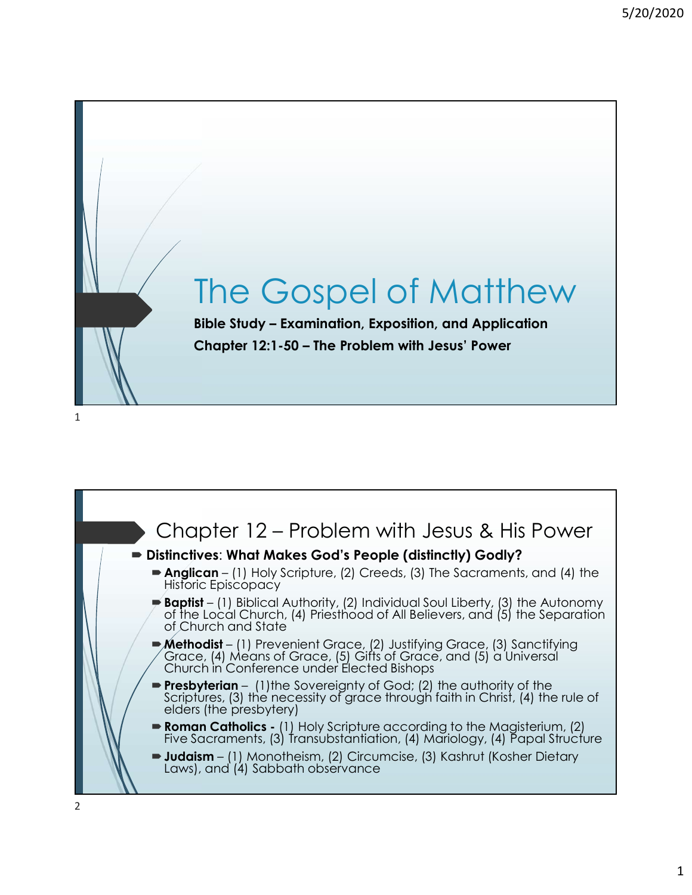# The Gospel of Matthew

**Bible Study – Examination, Exposition, and Application**

**Chapter 12:1-50 – The Problem with Jesus' Power**

## Chapter 12 – Problem with Jesus & His Power

- **Distinctives**: **What Makes God's People (distinctly) Godly?**
  - **Anglican** – (1) Holy Scripture, (2) Creeds, (3) The Sacraments, and (4) the Historic Episcopacy
  - **Baptist** – (1) Biblical Authority, (2) Individual Soul Liberty, (3) the Autonomy of the Local Church, (4) Priesthood of All Believers, and (5) the Separation of Church and State
  - **Methodist** – (1) Prevenient Grace, (2) Justifying Grace, (3) Sanctifying Grace, (4) Means of Grace, (5) Gifts of Grace, and (5) a Universal Church in Conference under Elected Bishops
  - **Presbyterian** – (1)the Sovereignty of God; (2) the authority of the Scriptures, (3) the necessity of grace through faith in Christ, (4) the rule of elders (the presbytery)
  - **Roman Catholics -** (1) Holy Scripture according to the Magisterium, (2) Five Sacraments, (3) Transubstantiation, (4) Mariology, (4) Papal Structure
  - **Judaism** – (1) Monotheism, (2) Circumcise, (3) Kashrut (Kosher Dietary Laws), and (4) Sabbath observance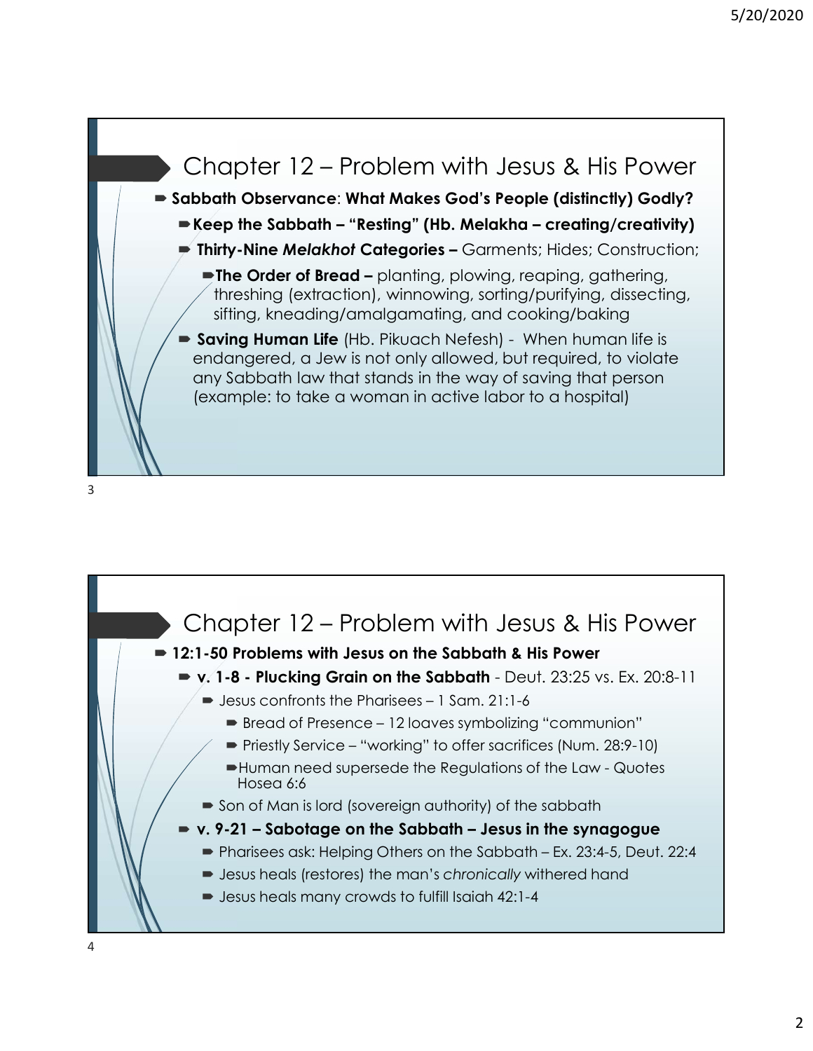## Chapter 12 – Problem with Jesus & His Power

- **Sabbath Observance**: **What Makes God's People (distinctly) Godly?**
  - **Keep the Sabbath – "Resting" (Hb. Melakha – creating/creativity)**
  - **Thirty-Nine *Melakhot* Categories –** Garments; Hides; Construction;
    - **The Order of Bread –** planting, plowing, reaping, gathering, threshing (extraction), winnowing, sorting/purifying, dissecting, sifting, kneading/amalgamating, and cooking/baking
  - **Saving Human Life** (Hb. Pikuach Nefesh) - When human life is endangered, a Jew is not only allowed, but required, to violate any Sabbath law that stands in the way of saving that person (example: to take a woman in active labor to a hospital)

## Chapter 12 – Problem with Jesus & His Power

- **12:1-50 Problems with Jesus on the Sabbath & His Power**
  - **v. 1-8 - Plucking Grain on the Sabbath** - Deut. 23:25 vs. Ex. 20:8-11
    - Jesus confronts the Pharisees – 1 Sam. 21:1-6
      - Bread of Presence – 12 loaves symbolizing "communion"
      - Priestly Service – "working" to offer sacrifices (Num. 28:9-10)
      - Human need supersede the Regulations of the Law - Quotes Hosea 6:6
    - Son of Man is lord (sovereign authority) of the sabbath
  - **v. 9-21 – Sabotage on the Sabbath – Jesus in the synagogue**
    - Pharisees ask: Helping Others on the Sabbath – Ex. 23:4-5, Deut. 22:4
    - Jesus heals (restores) the man's *chronically* withered hand
    - Jesus heals many crowds to fulfill Isaiah 42:1-4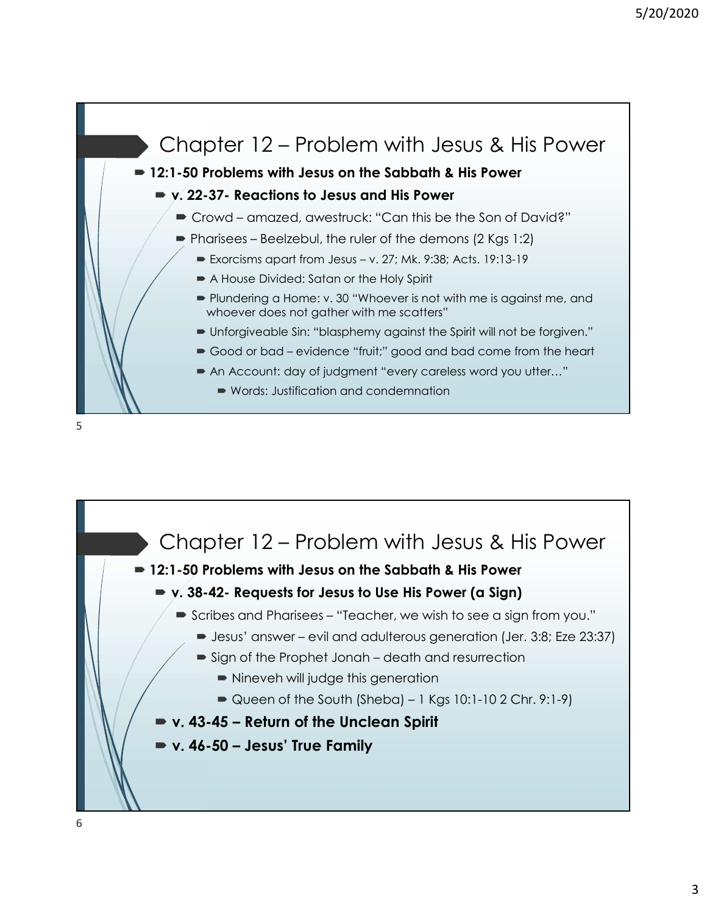## Chapter 12 – Problem with Jesus & His Power

- **12:1-50 Problems with Jesus on the Sabbath & His Power**
  - **v. 22-37- Reactions to Jesus and His Power**
    - Crowd – amazed, awestruck: "Can this be the Son of David?"
    - Pharisees – Beelzebul, the ruler of the demons (2 Kgs 1:2)
      - Exorcisms apart from Jesus – v. 27; Mk. 9:38; Acts. 19:13-19
      - A House Divided: Satan or the Holy Spirit
      - Plundering a Home: v. 30 "Whoever is not with me is against me, and whoever does not gather with me scatters"
      - Unforgiveable Sin: "blasphemy against the Spirit will not be forgiven."
      - Good or bad – evidence "fruit;" good and bad come from the heart
      - An Account: day of judgment "every careless word you utter…"
        - Words: Justification and condemnation

## Chapter 12 – Problem with Jesus & His Power

- **12:1-50 Problems with Jesus on the Sabbath & His Power**
  - **v. 38-42- Requests for Jesus to Use His Power (a Sign)**
    - Scribes and Pharisees – "Teacher, we wish to see a sign from you."
      - Jesus' answer – evil and adulterous generation (Jer. 3:8; Eze 23:37)
      - Sign of the Prophet Jonah – death and resurrection
        - Nineveh will judge this generation
        - Queen of the South (Sheba) – 1 Kgs 10:1-10 2 Chr. 9:1-9)
  - **v. 43-45 – Return of the Unclean Spirit**
  - **v. 46-50 – Jesus' True Family**